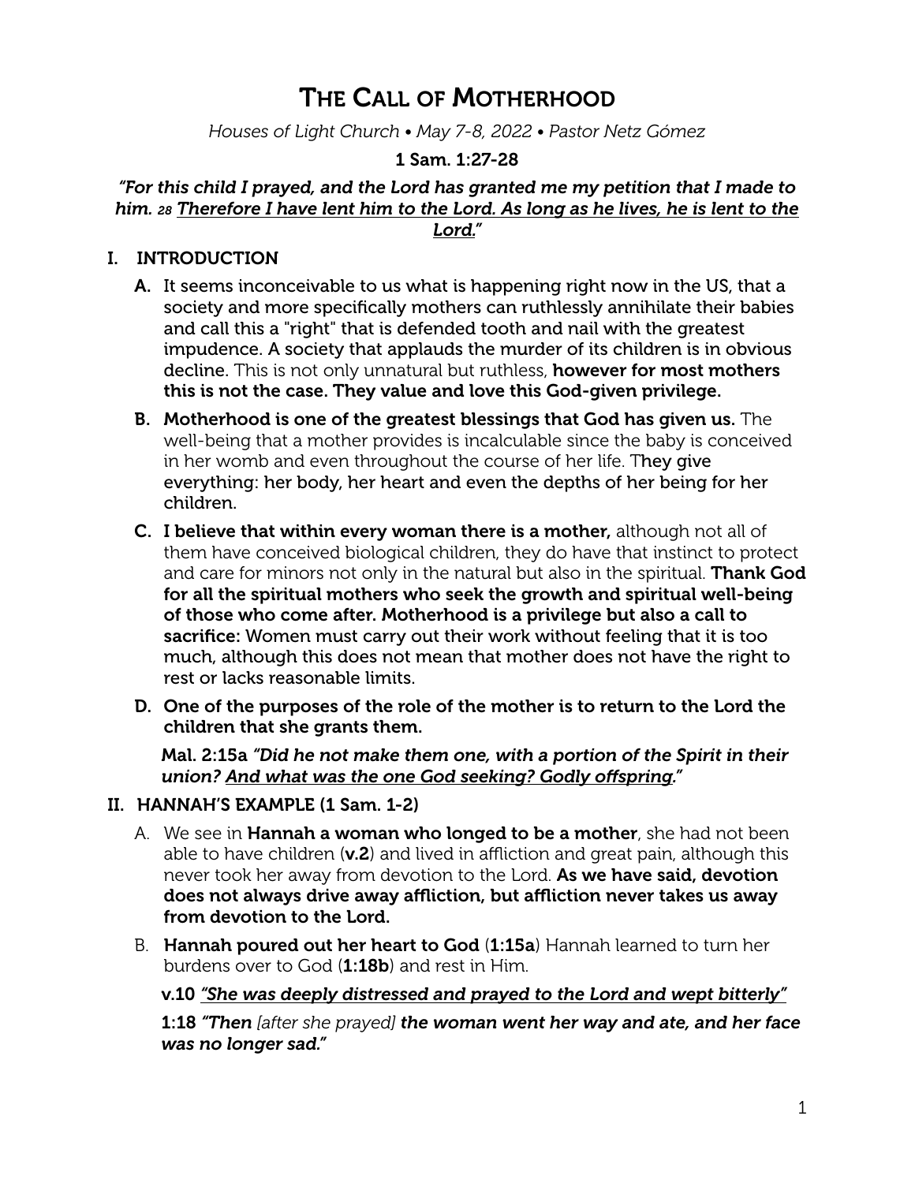# THE CALL OF MOTHERHOOD

*Houses of Light Church • May 7-8, 2022 • Pastor Netz Gómez*

**1 Sam. 1:27-28**

***"For this child I prayed, and the Lord has granted me my petition that I made to him.*** *28* ***<u>Therefore I have lent him to the Lord. As long as he lives, he is lent to the Lord.</u>"***

## I. INTRODUCTION

**A.** It seems inconceivable to us what is happening right now in the US, that a society and more specifically mothers can ruthlessly annihilate their babies and call this a "right" that is defended tooth and nail with the greatest impudence. A society that applauds the murder of its children is in obvious decline. This is not only unnatural but ruthless, **however for most mothers this is not the case. They value and love this God-given privilege.**

**B. Motherhood is one of the greatest blessings that God has given us.** The well-being that a mother provides is incalculable since the baby is conceived in her womb and even throughout the course of her life. T**hey give everything: her body, her heart and even the depths of her being for her children.**

**C. I believe that within every woman there is a mother,** although not all of them have conceived biological children, they do have that instinct to protect and care for minors not only in the natural but also in the spiritual. **Thank God for all the spiritual mothers who seek the growth and spiritual well-being of those who come after. Motherhood is a privilege but also a call to sacrifice:** Women must carry out their work without feeling that it is too much, although this does not mean that mother does not have the right to rest or lacks reasonable limits.

**D. One of the purposes of the role of the mother is to return to the Lord the children that she grants them.**

**Mal. 2:15a** ***"Did he not make them one, with a portion of the Spirit in their union? <u>And what was the one God seeking? Godly offspring</u>."***

## II. HANNAH'S EXAMPLE (1 Sam. 1-2)

A. We see in **Hannah a woman who longed to be a mother**, she had not been able to have children (**v.2**) and lived in affliction and great pain, although this never took her away from devotion to the Lord. **As we have said, devotion does not always drive away affliction, but affliction never takes us away from devotion to the Lord.**

B. **Hannah poured out her heart to God** (**1:15a**) Hannah learned to turn her burdens over to God (**1:18b**) and rest in Him.

**v.10** ***<u>"She was deeply distressed and prayed to the Lord and wept bitterly"</u>***

**1:18** ***"Then*** *[after she prayed]* ***the woman went her way and ate, and her face was no longer sad."***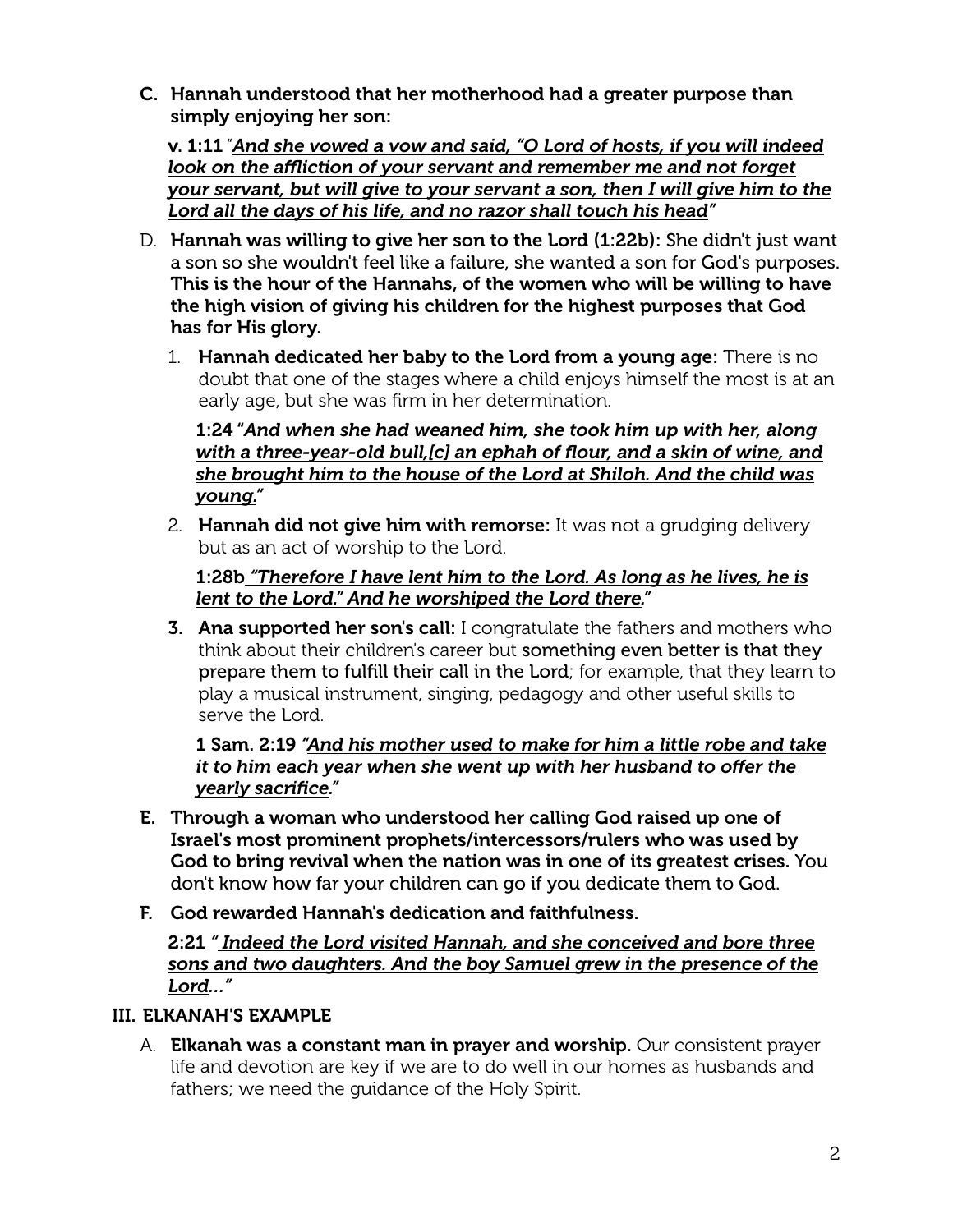C. **Hannah understood that her motherhood had a greater purpose than simply enjoying her son:**

   **v. 1:11** "***And she vowed a vow and said, "O Lord of hosts, if you will indeed look on the affliction of your servant and remember me and not forget your servant, but will give to your servant a son, then I will give him to the Lord all the days of his life, and no razor shall touch his head"***

D. **Hannah was willing to give her son to the Lord (1:22b):** She didn't just want a son so she wouldn't feel like a failure, she wanted a son for God's purposes. **This is the hour of the Hannahs, of the women who will be willing to have the high vision of giving his children for the highest purposes that God has for His glory.**

   1. **Hannah dedicated her baby to the Lord from a young age:** There is no doubt that one of the stages where a child enjoys himself the most is at an early age, but she was firm in her determination.

      **1:24** "***And when she had weaned him, she took him up with her, along with a three-year-old bull,[c] an ephah of flour, and a skin of wine, and she brought him to the house of the Lord at Shiloh. And the child was young."***

   2. **Hannah did not give him with remorse:** It was not a grudging delivery but as an act of worship to the Lord.

      **1:28b** ***"Therefore I have lent him to the Lord. As long as he lives, he is lent to the Lord." And he worshiped the Lord there."***

   3. **Ana supported her son's call:** I congratulate the fathers and mothers who think about their children's career but something even better is that they prepare them to fulfill their call in the Lord; for example, that they learn to play a musical instrument, singing, pedagogy and other useful skills to serve the Lord.

      **1 Sam. 2:19** ***"And his mother used to make for him a little robe and take it to him each year when she went up with her husband to offer the yearly sacrifice."***

E. **Through a woman who understood her calling God raised up one of Israel's most prominent prophets/intercessors/rulers who was used by God to bring revival when the nation was in one of its greatest crises.** You don't know how far your children can go if you dedicate them to God.

F. **God rewarded Hannah's dedication and faithfulness.**

   **2:21** ***" Indeed the Lord visited Hannah, and she conceived and bore three sons and two daughters. And the boy Samuel grew in the presence of the Lord..."***

## III. ELKANAH'S EXAMPLE

A. **Elkanah was a constant man in prayer and worship.** Our consistent prayer life and devotion are key if we are to do well in our homes as husbands and fathers; we need the guidance of the Holy Spirit.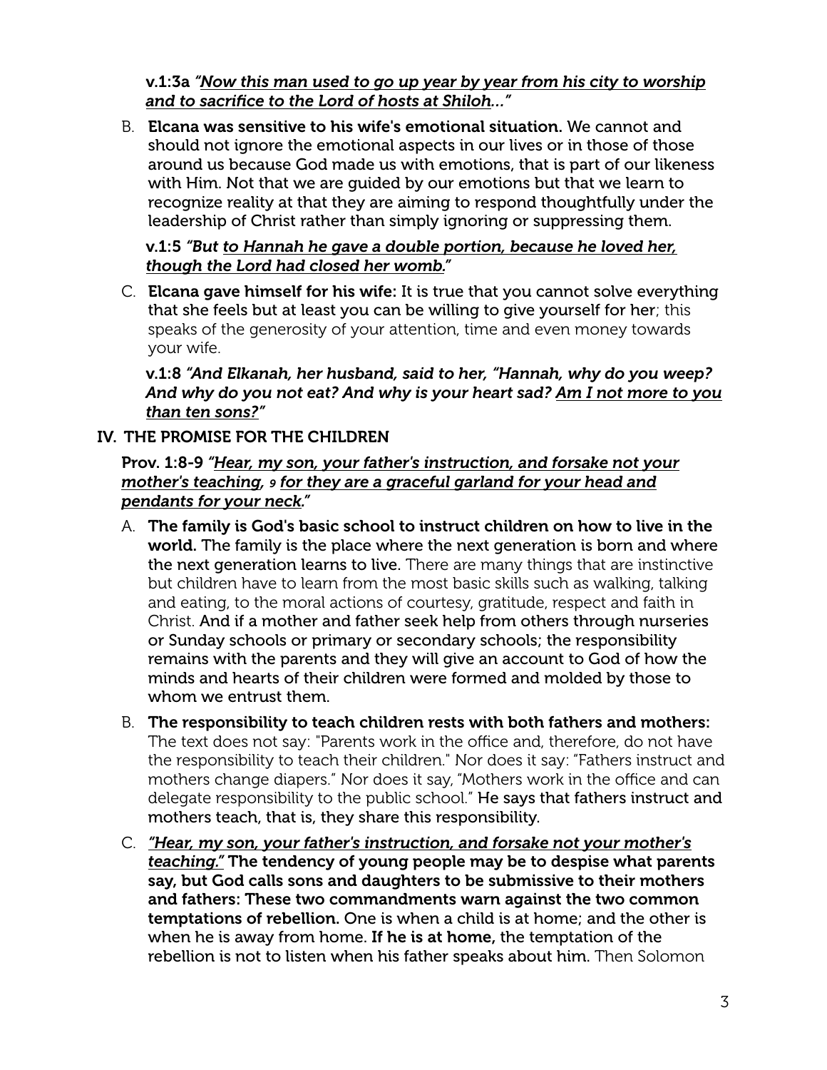**v.1:3a** ***"Now this man used to go up year by year from his city to worship and to sacrifice to the Lord of hosts at Shiloh..."***

B. **Elcana was sensitive to his wife's emotional situation.** We cannot and should not ignore the emotional aspects in our lives or in those of those around us because God made us with emotions, that is part of our likeness with Him. Not that we are guided by our emotions but that we learn to recognize reality at that they are aiming to respond thoughtfully under the leadership of Christ rather than simply ignoring or suppressing them.

**v.1:5** ***"But to Hannah he gave a double portion, because he loved her, though the Lord had closed her womb."***

C. **Elcana gave himself for his wife:** It is true that you cannot solve everything that she feels but at least you can be willing to give yourself for her; this speaks of the generosity of your attention, time and even money towards your wife.

**v.1:8** ***"And Elkanah, her husband, said to her, "Hannah, why do you weep? And why do you not eat? And why is your heart sad? Am I not more to you than ten sons?"***

## IV. THE PROMISE FOR THE CHILDREN

**Prov. 1:8-9** ***"Hear, my son, your father's instruction, and forsake not your mother's teaching, 9 for they are a graceful garland for your head and pendants for your neck."***

A. **The family is God's basic school to instruct children on how to live in the world. The family is the place where the next generation is born and where the next generation learns to live.** There are many things that are instinctive but children have to learn from the most basic skills such as walking, talking and eating, to the moral actions of courtesy, gratitude, respect and faith in Christ. **And if a mother and father seek help from others through nurseries or Sunday schools or primary or secondary schools; the responsibility remains with the parents and they will give an account to God of how the minds and hearts of their children were formed and molded by those to whom we entrust them.**

B. **The responsibility to teach children rests with both fathers and mothers:** The text does not say: "Parents work in the office and, therefore, do not have the responsibility to teach their children." Nor does it say: "Fathers instruct and mothers change diapers." Nor does it say, "Mothers work in the office and can delegate responsibility to the public school." **He says that fathers instruct and mothers teach, that is, they share this responsibility.**

C. ***"Hear, my son, your father's instruction, and forsake not your mother's teaching."*** **The tendency of young people may be to despise what parents say, but God calls sons and daughters to be submissive to their mothers and fathers: These two commandments warn against the two common temptations of rebellion.** One is when a child is at home; and the other is when he is away from home. **If he is at home,** the temptation of the rebellion is not to listen when his father speaks about him. Then Solomon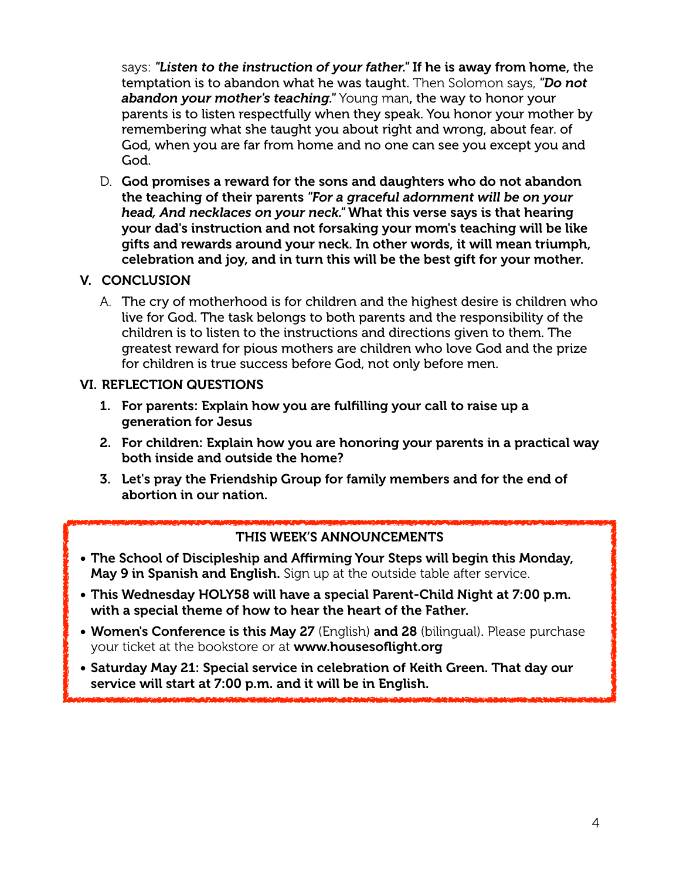says: ***"Listen to the instruction of your father."*** **If he is away from home,** the temptation is to abandon what he was taught. Then Solomon says, ***"Do not abandon your mother's teaching."*** Young man**, the way to honor your parents is to listen respectfully when they speak.** You honor your mother by remembering what she taught you about right and wrong, about fear. of God, when you are far from home and no one can see you except you and God.

D. **God promises a reward for the sons and daughters who do not abandon the teaching of their parents *"For a graceful adornment will be on your head, And necklaces on your neck."* What this verse says is that hearing your dad's instruction and not forsaking your mom's teaching will be like gifts and rewards around your neck. In other words, it will mean triumph, celebration and joy, and in turn this will be the best gift for your mother.**

## V. CONCLUSION

A. The cry of motherhood is for children and the highest desire is children who live for God. The task belongs to both parents and the responsibility of the children is to listen to the instructions and directions given to them. The greatest reward for pious mothers are children who love God and the prize for children is true success before God, not only before men.

## VI. REFLECTION QUESTIONS

1. **For parents: Explain how you are fulfilling your call to raise up a generation for Jesus**
2. **For children: Explain how you are honoring your parents in a practical way both inside and outside the home?**
3. **Let's pray the Friendship Group for family members and for the end of abortion in our nation.**

### THIS WEEK'S ANNOUNCEMENTS

- **The School of Discipleship and Affirming Your Steps will begin this Monday, May 9 in Spanish and English.** Sign up at the outside table after service.
- **This Wednesday HOLY58 will have a special Parent-Child Night at 7:00 p.m. with a special theme of how to hear the heart of the Father.**
- **Women's Conference is this May 27** (English) **and 28** (bilingual). Please purchase your ticket at the bookstore or at **www.housesoflight.org**
- **Saturday May 21: Special service in celebration of Keith Green. That day our service will start at 7:00 p.m. and it will be in English.**